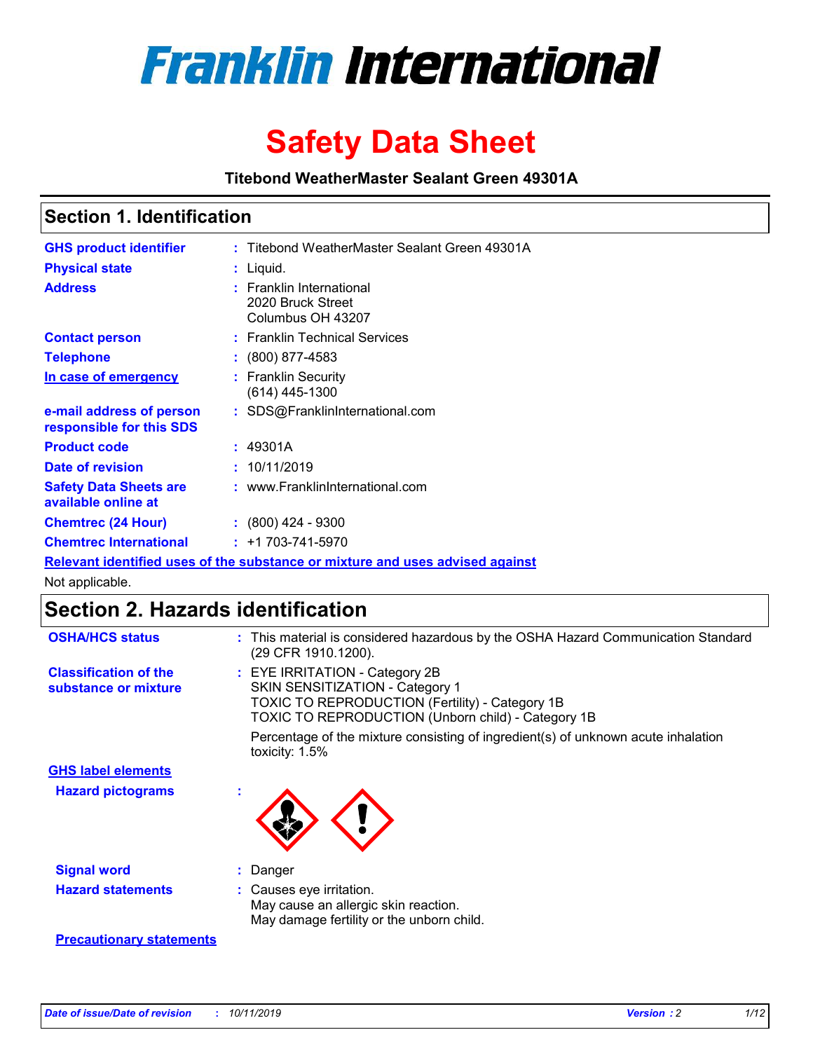# Franklin International

# Safety Data Sheet

**Titebond WeatherMaster Sealant Green 49301A**

## Section 1. Identification

| | | |
|---|---|---|
| **GHS product identifier** | : | Titebond WeatherMaster Sealant Green 49301A |
| **Physical state** | : | Liquid. |
| **Address** | : | Franklin International<br>2020 Bruck Street<br>Columbus OH 43207 |
| **Contact person** | : | Franklin Technical Services |
| **Telephone** | : | (800) 877-4583 |
| **In case of emergency** | : | Franklin Security<br>(614) 445-1300 |
| **e-mail address of person responsible for this SDS** | : | SDS@FranklinInternational.com |
| **Product code** | : | 49301A |
| **Date of revision** | : | 10/11/2019 |
| **Safety Data Sheets are available online at** | : | www.FranklinInternational.com |
| **Chemtrec (24 Hour)** | : | (800) 424 - 9300 |
| **Chemtrec International** | : | +1 703-741-5970 |

**Relevant identified uses of the substance or mixture and uses advised against**

Not applicable.

## Section 2. Hazards identification

**OSHA/HCS status** : This material is considered hazardous by the OSHA Hazard Communication Standard (29 CFR 1910.1200).

**Classification of the substance or mixture** : EYE IRRITATION - Category 2B
SKIN SENSITIZATION - Category 1
TOXIC TO REPRODUCTION (Fertility) - Category 1B
TOXIC TO REPRODUCTION (Unborn child) - Category 1B

Percentage of the mixture consisting of ingredient(s) of unknown acute inhalation toxicity: 1.5%

**GHS label elements**

**Hazard pictograms** :

**Signal word** : Danger

**Hazard statements** : Causes eye irritation.
May cause an allergic skin reaction.
May damage fertility or the unborn child.

**Precautionary statements**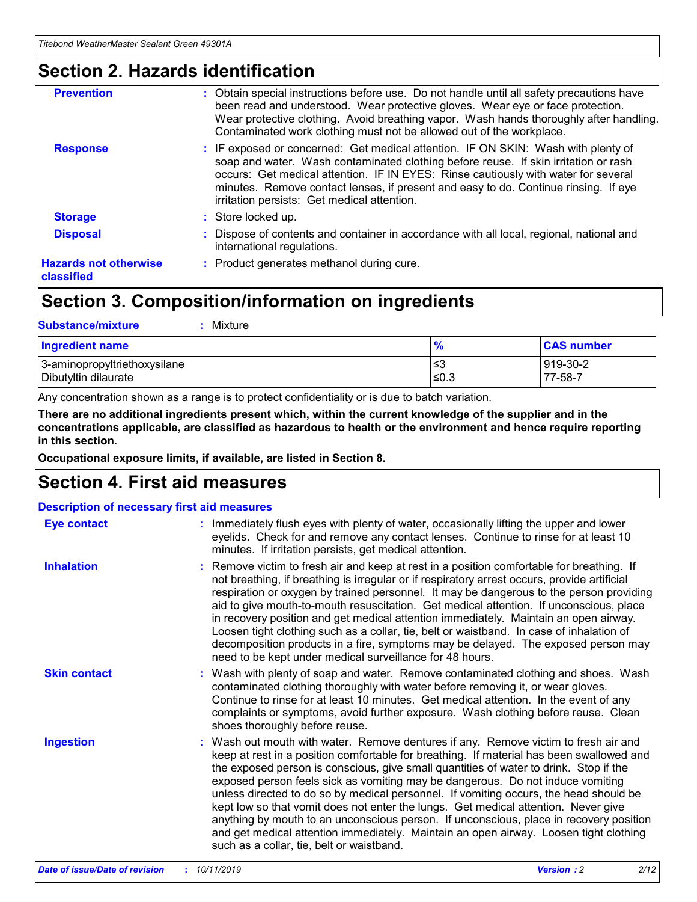## Section 2. Hazards identification

| | |
|---|---|
| **Prevention** | : Obtain special instructions before use. Do not handle until all safety precautions have been read and understood. Wear protective gloves. Wear eye or face protection. Wear protective clothing. Avoid breathing vapor. Wash hands thoroughly after handling. Contaminated work clothing must not be allowed out of the workplace. |
| **Response** | : IF exposed or concerned: Get medical attention. IF ON SKIN: Wash with plenty of soap and water. Wash contaminated clothing before reuse. If skin irritation or rash occurs: Get medical attention. IF IN EYES: Rinse cautiously with water for several minutes. Remove contact lenses, if present and easy to do. Continue rinsing. If eye irritation persists: Get medical attention. |
| **Storage** | : Store locked up. |
| **Disposal** | : Dispose of contents and container in accordance with all local, regional, national and international regulations. |
| **Hazards not otherwise classified** | : Product generates methanol during cure. |

## Section 3. Composition/information on ingredients

**Substance/mixture** : Mixture

| Ingredient name | % | CAS number |
|---|---|---|
| 3-aminopropyltriethoxysilane | ≤3 | 919-30-2 |
| Dibutyltin dilaurate | ≤0.3 | 77-58-7 |

Any concentration shown as a range is to protect confidentiality or is due to batch variation.

**There are no additional ingredients present which, within the current knowledge of the supplier and in the concentrations applicable, are classified as hazardous to health or the environment and hence require reporting in this section.**

**Occupational exposure limits, if available, are listed in Section 8.**

## Section 4. First aid measures

**Description of necessary first aid measures**

| | |
|---|---|
| **Eye contact** | : Immediately flush eyes with plenty of water, occasionally lifting the upper and lower eyelids. Check for and remove any contact lenses. Continue to rinse for at least 10 minutes. If irritation persists, get medical attention. |
| **Inhalation** | : Remove victim to fresh air and keep at rest in a position comfortable for breathing. If not breathing, if breathing is irregular or if respiratory arrest occurs, provide artificial respiration or oxygen by trained personnel. It may be dangerous to the person providing aid to give mouth-to-mouth resuscitation. Get medical attention. If unconscious, place in recovery position and get medical attention immediately. Maintain an open airway. Loosen tight clothing such as a collar, tie, belt or waistband. In case of inhalation of decomposition products in a fire, symptoms may be delayed. The exposed person may need to be kept under medical surveillance for 48 hours. |
| **Skin contact** | : Wash with plenty of soap and water. Remove contaminated clothing and shoes. Wash contaminated clothing thoroughly with water before removing it, or wear gloves. Continue to rinse for at least 10 minutes. Get medical attention. In the event of any complaints or symptoms, avoid further exposure. Wash clothing before reuse. Clean shoes thoroughly before reuse. |
| **Ingestion** | : Wash out mouth with water. Remove dentures if any. Remove victim to fresh air and keep at rest in a position comfortable for breathing. If material has been swallowed and the exposed person is conscious, give small quantities of water to drink. Stop if the exposed person feels sick as vomiting may be dangerous. Do not induce vomiting unless directed to do so by medical personnel. If vomiting occurs, the head should be kept low so that vomit does not enter the lungs. Get medical attention. Never give anything by mouth to an unconscious person. If unconscious, place in recovery position and get medical attention immediately. Maintain an open airway. Loosen tight clothing such as a collar, tie, belt or waistband. |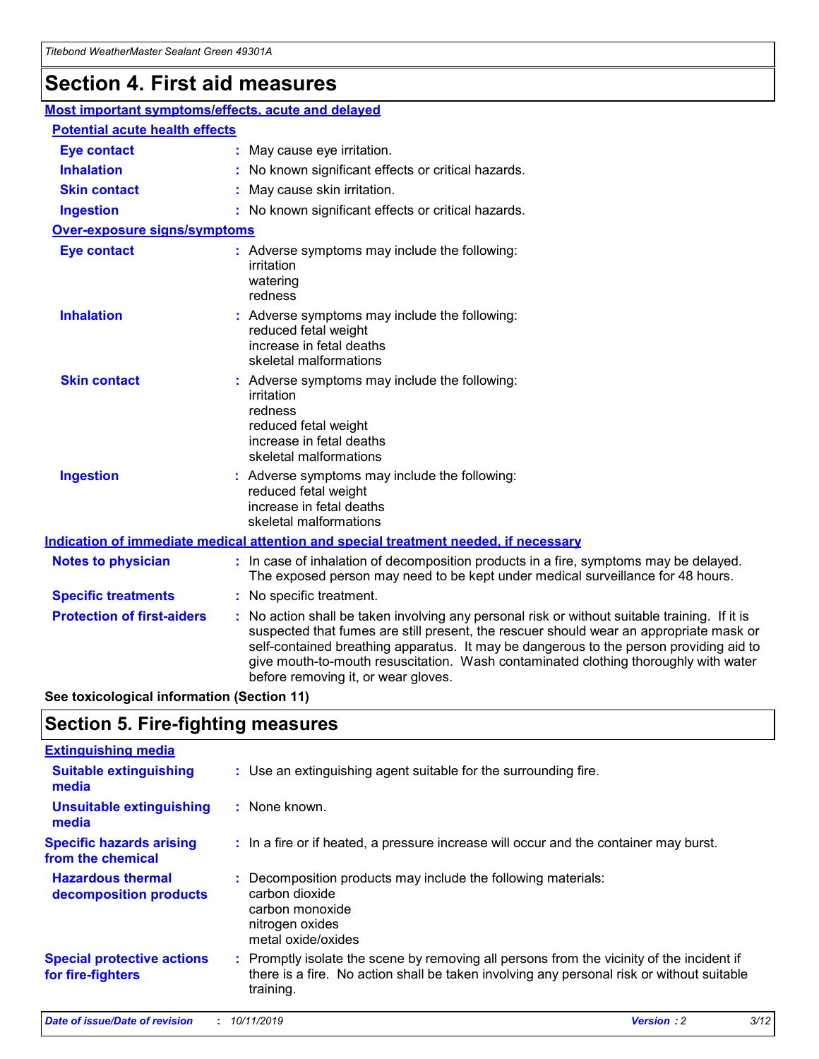# Section 4. First aid measures

## Most important symptoms/effects, acute and delayed

### Potential acute health effects

| | |
|---|---|
| **Eye contact** | May cause eye irritation. |
| **Inhalation** | No known significant effects or critical hazards. |
| **Skin contact** | May cause skin irritation. |
| **Ingestion** | No known significant effects or critical hazards. |

### Over-exposure signs/symptoms

| | |
|---|---|
| **Eye contact** | Adverse symptoms may include the following: irritation, watering, redness |
| **Inhalation** | Adverse symptoms may include the following: reduced fetal weight, increase in fetal deaths, skeletal malformations |
| **Skin contact** | Adverse symptoms may include the following: irritation, redness, reduced fetal weight, increase in fetal deaths, skeletal malformations |
| **Ingestion** | Adverse symptoms may include the following: reduced fetal weight, increase in fetal deaths, skeletal malformations |

## Indication of immediate medical attention and special treatment needed, if necessary

| | |
|---|---|
| **Notes to physician** | In case of inhalation of decomposition products in a fire, symptoms may be delayed. The exposed person may need to be kept under medical surveillance for 48 hours. |
| **Specific treatments** | No specific treatment. |
| **Protection of first-aiders** | No action shall be taken involving any personal risk or without suitable training. If it is suspected that fumes are still present, the rescuer should wear an appropriate mask or self-contained breathing apparatus. It may be dangerous to the person providing aid to give mouth-to-mouth resuscitation. Wash contaminated clothing thoroughly with water before removing it, or wear gloves. |

**See toxicological information (Section 11)**

# Section 5. Fire-fighting measures

## Extinguishing media

| | |
|---|---|
| **Suitable extinguishing media** | Use an extinguishing agent suitable for the surrounding fire. |
| **Unsuitable extinguishing media** | None known. |
| **Specific hazards arising from the chemical** | In a fire or if heated, a pressure increase will occur and the container may burst. |
| **Hazardous thermal decomposition products** | Decomposition products may include the following materials: carbon dioxide, carbon monoxide, nitrogen oxides, metal oxide/oxides |
| **Special protective actions for fire-fighters** | Promptly isolate the scene by removing all persons from the vicinity of the incident if there is a fire. No action shall be taken involving any personal risk or without suitable training. |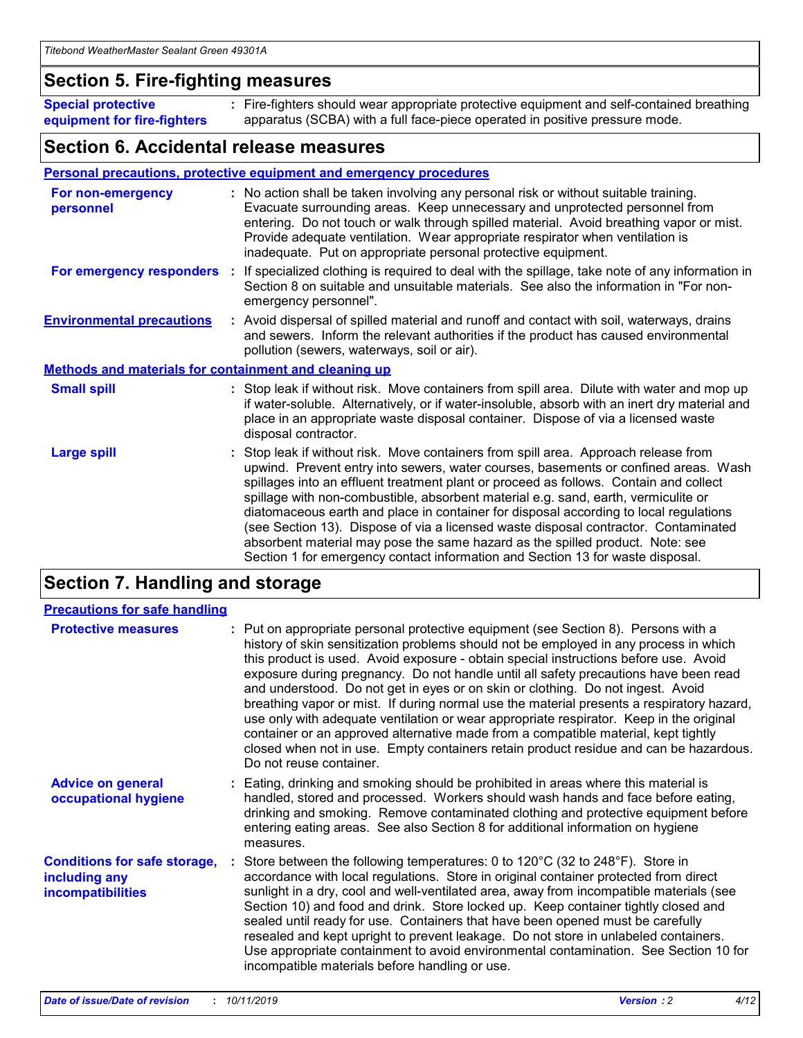## Section 5. Fire-fighting measures

**Special protective equipment for fire-fighters** : Fire-fighters should wear appropriate protective equipment and self-contained breathing apparatus (SCBA) with a full face-piece operated in positive pressure mode.

## Section 6. Accidental release measures

### Personal precautions, protective equipment and emergency procedures

**For non-emergency personnel** : No action shall be taken involving any personal risk or without suitable training. Evacuate surrounding areas. Keep unnecessary and unprotected personnel from entering. Do not touch or walk through spilled material. Avoid breathing vapor or mist. Provide adequate ventilation. Wear appropriate respirator when ventilation is inadequate. Put on appropriate personal protective equipment.

**For emergency responders** : If specialized clothing is required to deal with the spillage, take note of any information in Section 8 on suitable and unsuitable materials. See also the information in "For non-emergency personnel".

**Environmental precautions** : Avoid dispersal of spilled material and runoff and contact with soil, waterways, drains and sewers. Inform the relevant authorities if the product has caused environmental pollution (sewers, waterways, soil or air).

### Methods and materials for containment and cleaning up

**Small spill** : Stop leak if without risk. Move containers from spill area. Dilute with water and mop up if water-soluble. Alternatively, or if water-insoluble, absorb with an inert dry material and place in an appropriate waste disposal container. Dispose of via a licensed waste disposal contractor.

**Large spill** : Stop leak if without risk. Move containers from spill area. Approach release from upwind. Prevent entry into sewers, water courses, basements or confined areas. Wash spillages into an effluent treatment plant or proceed as follows. Contain and collect spillage with non-combustible, absorbent material e.g. sand, earth, vermiculite or diatomaceous earth and place in container for disposal according to local regulations (see Section 13). Dispose of via a licensed waste disposal contractor. Contaminated absorbent material may pose the same hazard as the spilled product. Note: see Section 1 for emergency contact information and Section 13 for waste disposal.

## Section 7. Handling and storage

### Precautions for safe handling

**Protective measures** : Put on appropriate personal protective equipment (see Section 8). Persons with a history of skin sensitization problems should not be employed in any process in which this product is used. Avoid exposure - obtain special instructions before use. Avoid exposure during pregnancy. Do not handle until all safety precautions have been read and understood. Do not get in eyes or on skin or clothing. Do not ingest. Avoid breathing vapor or mist. If during normal use the material presents a respiratory hazard, use only with adequate ventilation or wear appropriate respirator. Keep in the original container or an approved alternative made from a compatible material, kept tightly closed when not in use. Empty containers retain product residue and can be hazardous. Do not reuse container.

**Advice on general occupational hygiene** : Eating, drinking and smoking should be prohibited in areas where this material is handled, stored and processed. Workers should wash hands and face before eating, drinking and smoking. Remove contaminated clothing and protective equipment before entering eating areas. See also Section 8 for additional information on hygiene measures.

**Conditions for safe storage, including any incompatibilities** : Store between the following temperatures: 0 to 120°C (32 to 248°F). Store in accordance with local regulations. Store in original container protected from direct sunlight in a dry, cool and well-ventilated area, away from incompatible materials (see Section 10) and food and drink. Store locked up. Keep container tightly closed and sealed until ready for use. Containers that have been opened must be carefully resealed and kept upright to prevent leakage. Do not store in unlabeled containers. Use appropriate containment to avoid environmental contamination. See Section 10 for incompatible materials before handling or use.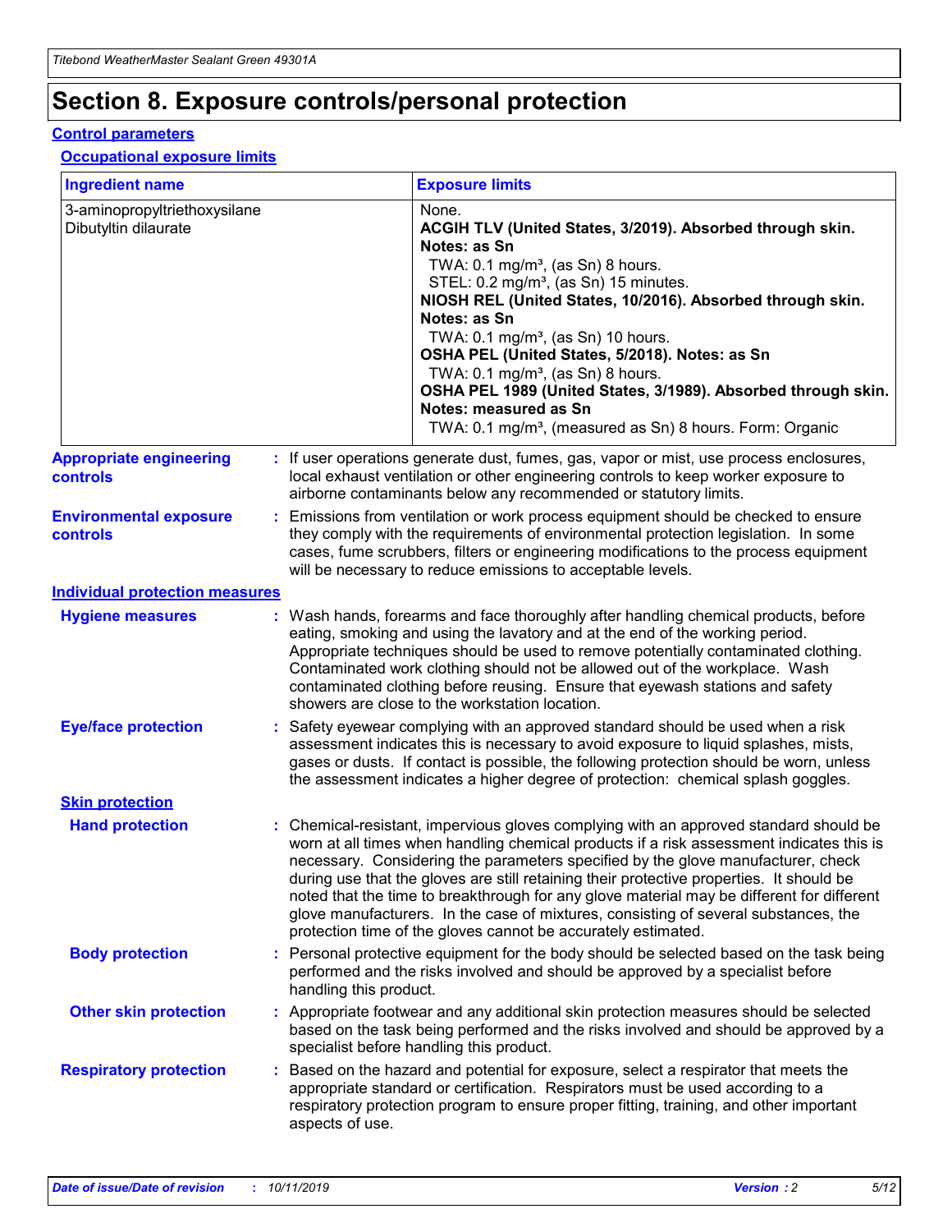# Section 8. Exposure controls/personal protection

## Control parameters

### Occupational exposure limits

| Ingredient name | Exposure limits |
| --- | --- |
| 3-aminopropyltriethoxysilane<br>Dibutyltin dilaurate | None.<br>**ACGIH TLV (United States, 3/2019). Absorbed through skin. Notes: as Sn**<br>TWA: 0.1 mg/m³, (as Sn) 8 hours.<br>STEL: 0.2 mg/m³, (as Sn) 15 minutes.<br>**NIOSH REL (United States, 10/2016). Absorbed through skin. Notes: as Sn**<br>TWA: 0.1 mg/m³, (as Sn) 10 hours.<br>**OSHA PEL (United States, 5/2018). Notes: as Sn**<br>TWA: 0.1 mg/m³, (as Sn) 8 hours.<br>**OSHA PEL 1989 (United States, 3/1989). Absorbed through skin. Notes: measured as Sn**<br>TWA: 0.1 mg/m³, (measured as Sn) 8 hours. Form: Organic |

**Appropriate engineering controls** : If user operations generate dust, fumes, gas, vapor or mist, use process enclosures, local exhaust ventilation or other engineering controls to keep worker exposure to airborne contaminants below any recommended or statutory limits.

**Environmental exposure controls** : Emissions from ventilation or work process equipment should be checked to ensure they comply with the requirements of environmental protection legislation. In some cases, fume scrubbers, filters or engineering modifications to the process equipment will be necessary to reduce emissions to acceptable levels.

## Individual protection measures

**Hygiene measures** : Wash hands, forearms and face thoroughly after handling chemical products, before eating, smoking and using the lavatory and at the end of the working period. Appropriate techniques should be used to remove potentially contaminated clothing. Contaminated work clothing should not be allowed out of the workplace. Wash contaminated clothing before reusing. Ensure that eyewash stations and safety showers are close to the workstation location.

**Eye/face protection** : Safety eyewear complying with an approved standard should be used when a risk assessment indicates this is necessary to avoid exposure to liquid splashes, mists, gases or dusts. If contact is possible, the following protection should be worn, unless the assessment indicates a higher degree of protection: chemical splash goggles.

### Skin protection

**Hand protection** : Chemical-resistant, impervious gloves complying with an approved standard should be worn at all times when handling chemical products if a risk assessment indicates this is necessary. Considering the parameters specified by the glove manufacturer, check during use that the gloves are still retaining their protective properties. It should be noted that the time to breakthrough for any glove material may be different for different glove manufacturers. In the case of mixtures, consisting of several substances, the protection time of the gloves cannot be accurately estimated.

**Body protection** : Personal protective equipment for the body should be selected based on the task being performed and the risks involved and should be approved by a specialist before handling this product.

**Other skin protection** : Appropriate footwear and any additional skin protection measures should be selected based on the task being performed and the risks involved and should be approved by a specialist before handling this product.

**Respiratory protection** : Based on the hazard and potential for exposure, select a respirator that meets the appropriate standard or certification. Respirators must be used according to a respiratory protection program to ensure proper fitting, training, and other important aspects of use.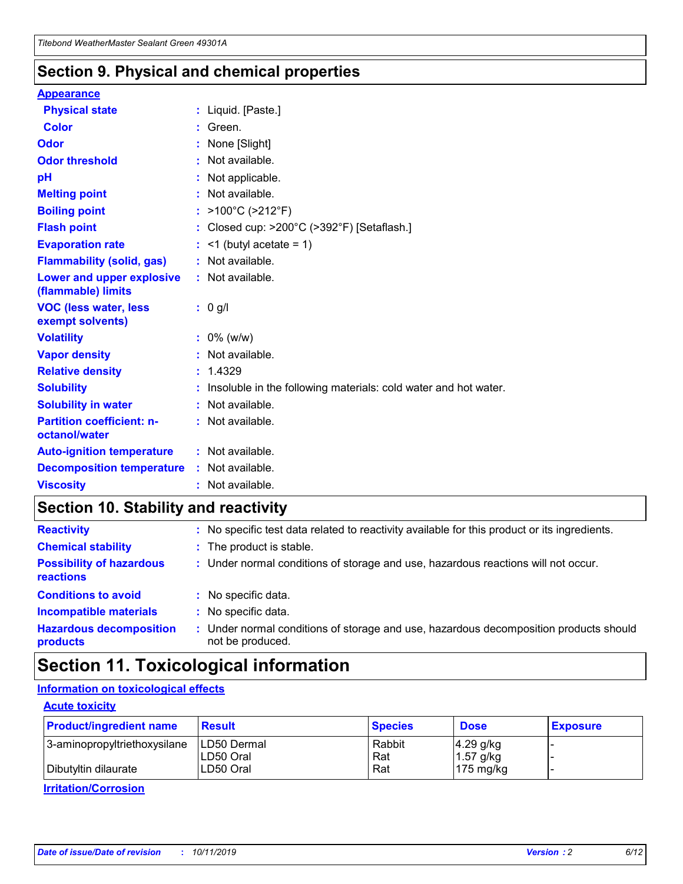## Section 9. Physical and chemical properties

### Appearance

| | |
|---|---|
| **Physical state** | : Liquid. [Paste.] |
| **Color** | : Green. |
| **Odor** | : None [Slight] |
| **Odor threshold** | : Not available. |
| **pH** | : Not applicable. |
| **Melting point** | : Not available. |
| **Boiling point** | : >100°C (>212°F) |
| **Flash point** | : Closed cup: >200°C (>392°F) [Setaflash.] |
| **Evaporation rate** | : <1 (butyl acetate = 1) |
| **Flammability (solid, gas)** | : Not available. |
| **Lower and upper explosive (flammable) limits** | : Not available. |
| **VOC (less water, less exempt solvents)** | : 0 g/l |
| **Volatility** | : 0% (w/w) |
| **Vapor density** | : Not available. |
| **Relative density** | : 1.4329 |
| **Solubility** | : Insoluble in the following materials: cold water and hot water. |
| **Solubility in water** | : Not available. |
| **Partition coefficient: n-octanol/water** | : Not available. |
| **Auto-ignition temperature** | : Not available. |
| **Decomposition temperature** | : Not available. |
| **Viscosity** | : Not available. |

## Section 10. Stability and reactivity

| | |
|---|---|
| **Reactivity** | : No specific test data related to reactivity available for this product or its ingredients. |
| **Chemical stability** | : The product is stable. |
| **Possibility of hazardous reactions** | : Under normal conditions of storage and use, hazardous reactions will not occur. |
| **Conditions to avoid** | : No specific data. |
| **Incompatible materials** | : No specific data. |
| **Hazardous decomposition products** | : Under normal conditions of storage and use, hazardous decomposition products should not be produced. |

## Section 11. Toxicological information

### Information on toxicological effects

#### Acute toxicity

| Product/ingredient name | Result | Species | Dose | Exposure |
|---|---|---|---|---|
| 3-aminopropyltriethoxysilane | LD50 Dermal | Rabbit | 4.29 g/kg | - |
| | LD50 Oral | Rat | 1.57 g/kg | - |
| Dibutyltin dilaurate | LD50 Oral | Rat | 175 mg/kg | - |

#### Irritation/Corrosion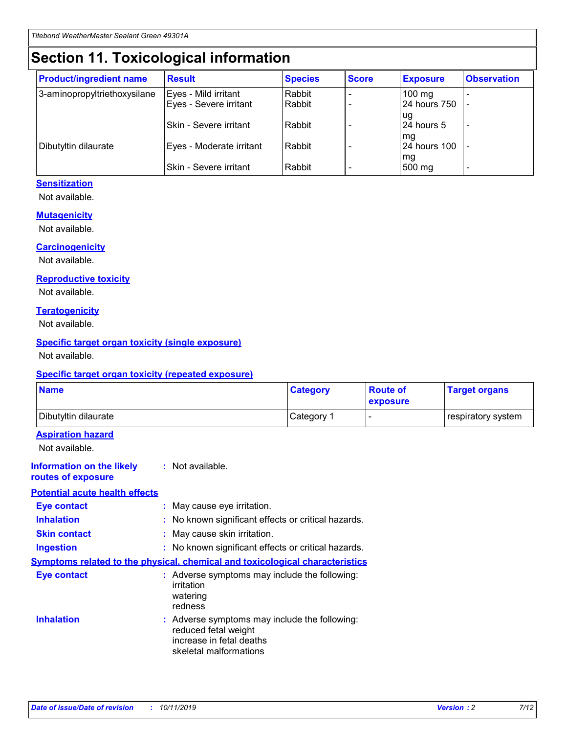# Section 11. Toxicological information

| Product/ingredient name | Result | Species | Score | Exposure | Observation |
|---|---|---|---|---|---|
| 3-aminopropyltriethoxysilane | Eyes - Mild irritant | Rabbit | - | 100 mg | - |
| | Eyes - Severe irritant | Rabbit | - | 24 hours 750 ug | - |
| | Skin - Severe irritant | Rabbit | - | 24 hours 5 mg | - |
| Dibutyltin dilaurate | Eyes - Moderate irritant | Rabbit | - | 24 hours 100 mg | - |
| | Skin - Severe irritant | Rabbit | - | 500 mg | - |

### Sensitization

Not available.

### Mutagenicity

Not available.

### Carcinogenicity

Not available.

### Reproductive toxicity

Not available.

### Teratogenicity

Not available.

### Specific target organ toxicity (single exposure)

Not available.

### Specific target organ toxicity (repeated exposure)

| Name | Category | Route of exposure | Target organs |
|---|---|---|---|
| Dibutyltin dilaurate | Category 1 | - | respiratory system |

### Aspiration hazard

Not available.

**Information on the likely routes of exposure** : Not available.

### Potential acute health effects

**Eye contact** : May cause eye irritation.

**Inhalation** : No known significant effects or critical hazards.

**Skin contact** : May cause skin irritation.

**Ingestion** : No known significant effects or critical hazards.

### Symptoms related to the physical, chemical and toxicological characteristics

**Eye contact** : Adverse symptoms may include the following:
irritation
watering
redness

**Inhalation** : Adverse symptoms may include the following:
reduced fetal weight
increase in fetal deaths
skeletal malformations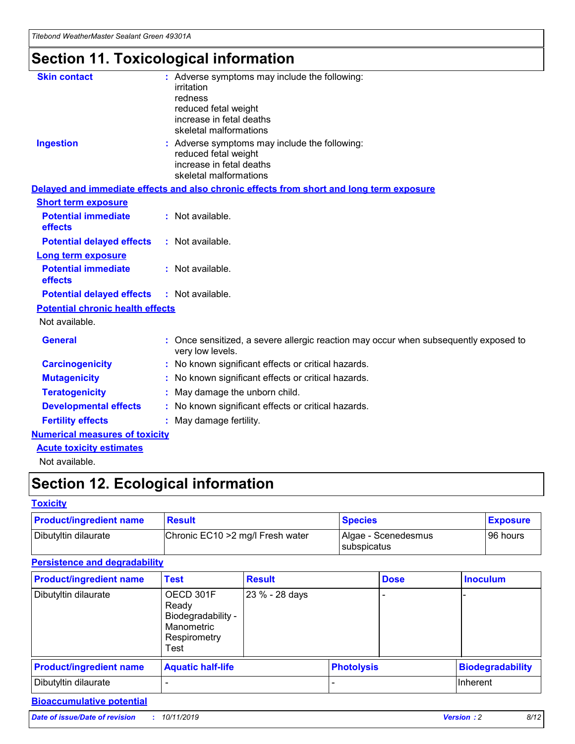# Section 11. Toxicological information

**Skin contact** : Adverse symptoms may include the following:
irritation
redness
reduced fetal weight
increase in fetal deaths
skeletal malformations

**Ingestion** : Adverse symptoms may include the following:
reduced fetal weight
increase in fetal deaths
skeletal malformations

## Delayed and immediate effects and also chronic effects from short and long term exposure

### Short term exposure

**Potential immediate effects** : Not available.

**Potential delayed effects** : Not available.

### Long term exposure

**Potential immediate effects** : Not available.

**Potential delayed effects** : Not available.

### Potential chronic health effects

Not available.

**General** : Once sensitized, a severe allergic reaction may occur when subsequently exposed to very low levels.

**Carcinogenicity** : No known significant effects or critical hazards.

**Mutagenicity** : No known significant effects or critical hazards.

**Teratogenicity** : May damage the unborn child.

**Developmental effects** : No known significant effects or critical hazards.

**Fertility effects** : May damage fertility.

## Numerical measures of toxicity

### Acute toxicity estimates

Not available.

# Section 12. Ecological information

## Toxicity

| Product/ingredient name | Result | Species | Exposure |
|---|---|---|---|
| Dibutyltin dilaurate | Chronic EC10 >2 mg/l Fresh water | Algae - Scenedesmus subspicatus | 96 hours |

## Persistence and degradability

| Product/ingredient name | Test | Result | Dose | Inoculum |
|---|---|---|---|---|
| Dibutyltin dilaurate | OECD 301F Ready Biodegradability - Manometric Respirometry Test | 23 % - 28 days | - | - |

| Product/ingredient name | Aquatic half-life | Photolysis | Biodegradability |
|---|---|---|---|
| Dibutyltin dilaurate | - | - | Inherent |

## Bioaccumulative potential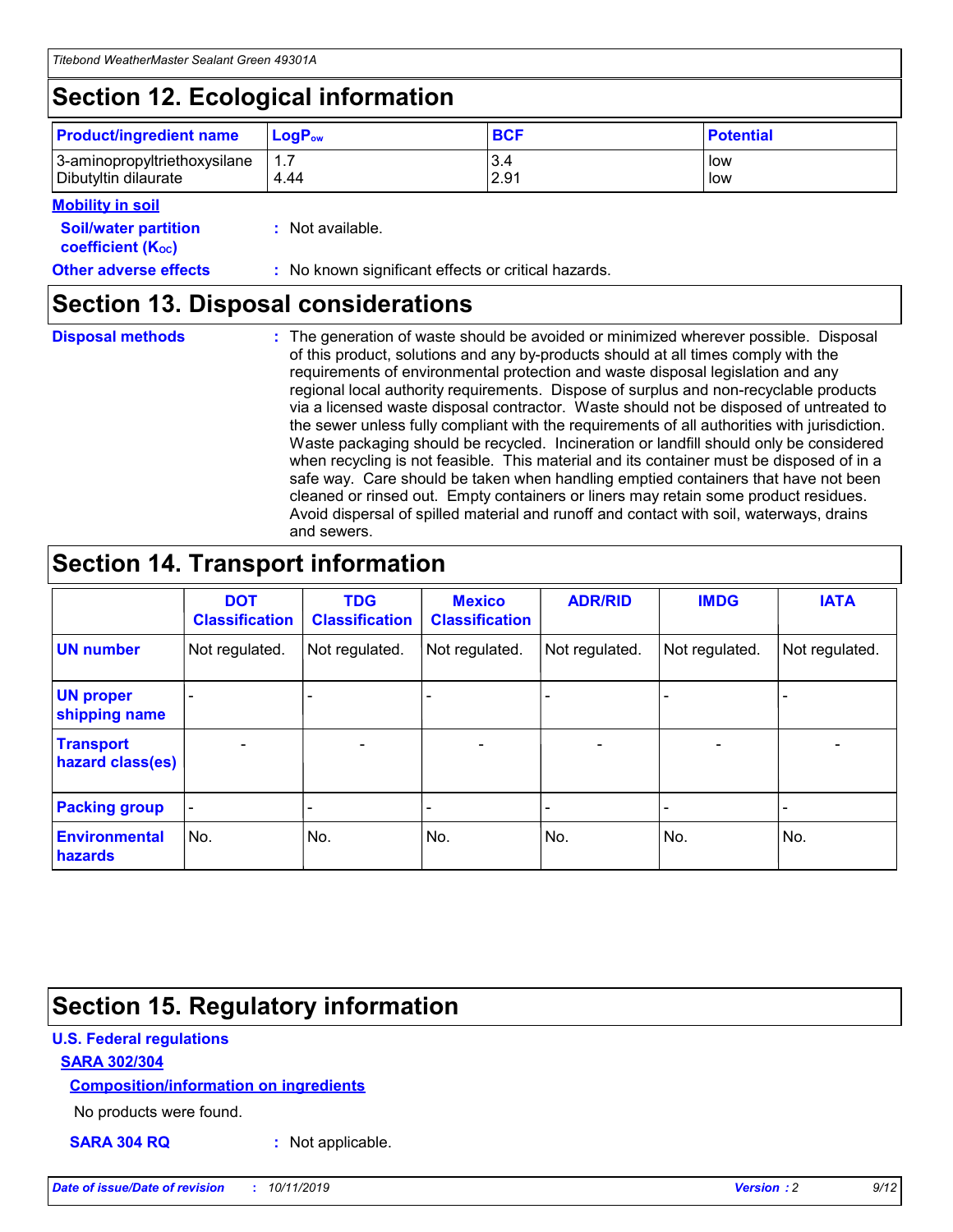# Section 12. Ecological information

| Product/ingredient name | $LogP_{ow}$ | BCF | Potential |
|---|---|---|---|
| 3-aminopropyltriethoxysilane | 1.7 | 3.4 | low |
| Dibutyltin dilaurate | 4.44 | 2.91 | low |

**Mobility in soil**

**Soil/water partition coefficient ($K_{OC}$)** : Not available.

**Other adverse effects** : No known significant effects or critical hazards.

# Section 13. Disposal considerations

**Disposal methods** : The generation of waste should be avoided or minimized wherever possible. Disposal of this product, solutions and any by-products should at all times comply with the requirements of environmental protection and waste disposal legislation and any regional local authority requirements. Dispose of surplus and non-recyclable products via a licensed waste disposal contractor. Waste should not be disposed of untreated to the sewer unless fully compliant with the requirements of all authorities with jurisdiction. Waste packaging should be recycled. Incineration or landfill should only be considered when recycling is not feasible. This material and its container must be disposed of in a safe way. Care should be taken when handling emptied containers that have not been cleaned or rinsed out. Empty containers or liners may retain some product residues. Avoid dispersal of spilled material and runoff and contact with soil, waterways, drains and sewers.

# Section 14. Transport information

| | DOT Classification | TDG Classification | Mexico Classification | ADR/RID | IMDG | IATA |
|---|---|---|---|---|---|---|
| UN number | Not regulated. | Not regulated. | Not regulated. | Not regulated. | Not regulated. | Not regulated. |
| UN proper shipping name | - | - | - | - | - | - |
| Transport hazard class(es) | - | - | - | - | - | - |
| Packing group | - | - | - | - | - | - |
| Environmental hazards | No. | No. | No. | No. | No. | No. |

# Section 15. Regulatory information

**U.S. Federal regulations**

**SARA 302/304**

**Composition/information on ingredients**

No products were found.

**SARA 304 RQ** : Not applicable.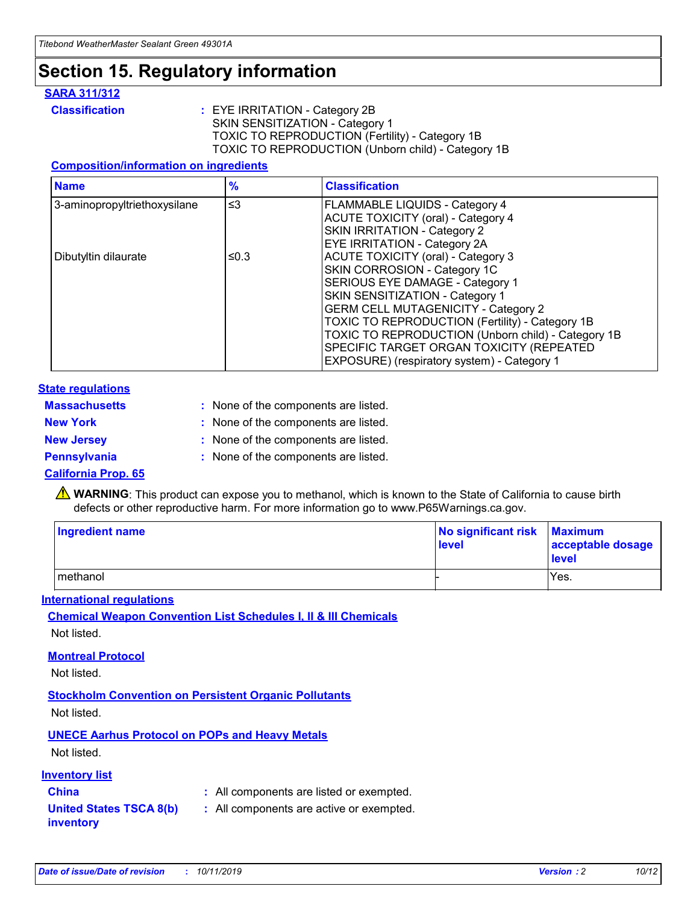# Section 15. Regulatory information

**SARA 311/312**

**Classification** : EYE IRRITATION - Category 2B
SKIN SENSITIZATION - Category 1
TOXIC TO REPRODUCTION (Fertility) - Category 1B
TOXIC TO REPRODUCTION (Unborn child) - Category 1B

**Composition/information on ingredients**

| Name | % | Classification |
|---|---|---|
| 3-aminopropyltriethoxysilane | ≤3 | FLAMMABLE LIQUIDS - Category 4<br>ACUTE TOXICITY (oral) - Category 4<br>SKIN IRRITATION - Category 2<br>EYE IRRITATION - Category 2A |
| Dibutyltin dilaurate | ≤0.3 | ACUTE TOXICITY (oral) - Category 3<br>SKIN CORROSION - Category 1C<br>SERIOUS EYE DAMAGE - Category 1<br>SKIN SENSITIZATION - Category 1<br>GERM CELL MUTAGENICITY - Category 2<br>TOXIC TO REPRODUCTION (Fertility) - Category 1B<br>TOXIC TO REPRODUCTION (Unborn child) - Category 1B<br>SPECIFIC TARGET ORGAN TOXICITY (REPEATED EXPOSURE) (respiratory system) - Category 1 |

**State regulations**

**Massachusetts** : None of the components are listed.

**New York** : None of the components are listed.

**New Jersey** : None of the components are listed.

**Pennsylvania** : None of the components are listed.

**California Prop. 65**

⚠ **WARNING**: This product can expose you to methanol, which is known to the State of California to cause birth defects or other reproductive harm. For more information go to www.P65Warnings.ca.gov.

| Ingredient name | No significant risk level | Maximum acceptable dosage level |
|---|---|---|
| methanol | - | Yes. |

**International regulations**

**Chemical Weapon Convention List Schedules I, II & III Chemicals**

Not listed.

**Montreal Protocol**

Not listed.

**Stockholm Convention on Persistent Organic Pollutants**

Not listed.

**UNECE Aarhus Protocol on POPs and Heavy Metals**

Not listed.

**Inventory list**

**China** : All components are listed or exempted.

**United States TSCA 8(b) inventory** : All components are active or exempted.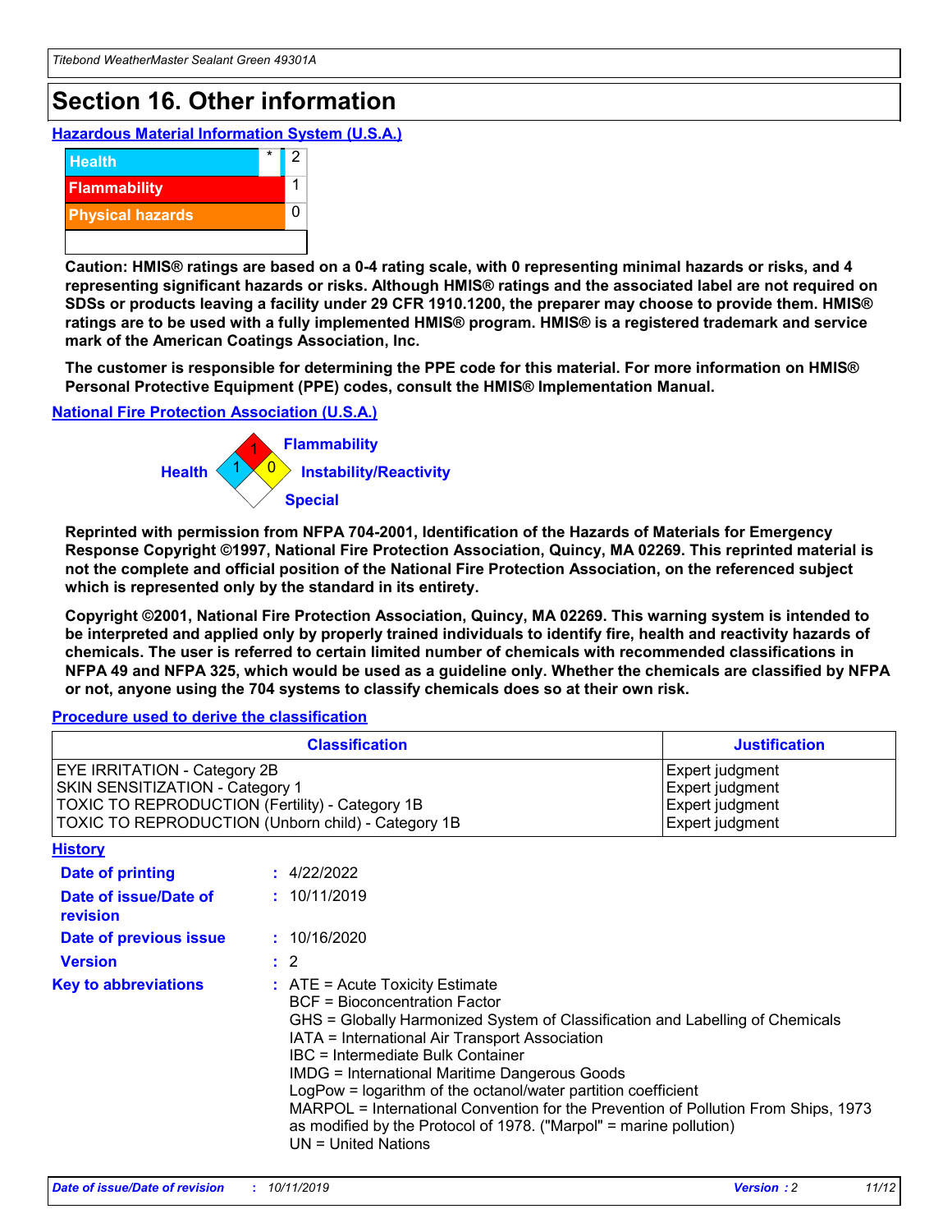# Section 16. Other information

## Hazardous Material Information System (U.S.A.)

| | | |
|---|---|---|
| Health | * | 2 |
| Flammability | | 1 |
| Physical hazards | | 0 |

**Caution: HMIS® ratings are based on a 0-4 rating scale, with 0 representing minimal hazards or risks, and 4 representing significant hazards or risks. Although HMIS® ratings and the associated label are not required on SDSs or products leaving a facility under 29 CFR 1910.1200, the preparer may choose to provide them. HMIS® ratings are to be used with a fully implemented HMIS® program. HMIS® is a registered trademark and service mark of the American Coatings Association, Inc.**

**The customer is responsible for determining the PPE code for this material. For more information on HMIS® Personal Protective Equipment (PPE) codes, consult the HMIS® Implementation Manual.**

## National Fire Protection Association (U.S.A.)

Flammability: 1
Health: 1
Instability/Reactivity: 0
Special:

**Reprinted with permission from NFPA 704-2001, Identification of the Hazards of Materials for Emergency Response Copyright ©1997, National Fire Protection Association, Quincy, MA 02269. This reprinted material is not the complete and official position of the National Fire Protection Association, on the referenced subject which is represented only by the standard in its entirety.**

**Copyright ©2001, National Fire Protection Association, Quincy, MA 02269. This warning system is intended to be interpreted and applied only by properly trained individuals to identify fire, health and reactivity hazards of chemicals. The user is referred to certain limited number of chemicals with recommended classifications in NFPA 49 and NFPA 325, which would be used as a guideline only. Whether the chemicals are classified by NFPA or not, anyone using the 704 systems to classify chemicals does so at their own risk.**

## Procedure used to derive the classification

| Classification | Justification |
|---|---|
| EYE IRRITATION - Category 2B | Expert judgment |
| SKIN SENSITIZATION - Category 1 | Expert judgment |
| TOXIC TO REPRODUCTION (Fertility) - Category 1B | Expert judgment |
| TOXIC TO REPRODUCTION (Unborn child) - Category 1B | Expert judgment |

## History

**Date of printing** : 4/22/2022

**Date of issue/Date of revision** : 10/11/2019

**Date of previous issue** : 10/16/2020

**Version** : 2

**Key to abbreviations** :
ATE = Acute Toxicity Estimate
BCF = Bioconcentration Factor
GHS = Globally Harmonized System of Classification and Labelling of Chemicals
IATA = International Air Transport Association
IBC = Intermediate Bulk Container
IMDG = International Maritime Dangerous Goods
LogPow = logarithm of the octanol/water partition coefficient
MARPOL = International Convention for the Prevention of Pollution From Ships, 1973 as modified by the Protocol of 1978. ("Marpol" = marine pollution)
UN = United Nations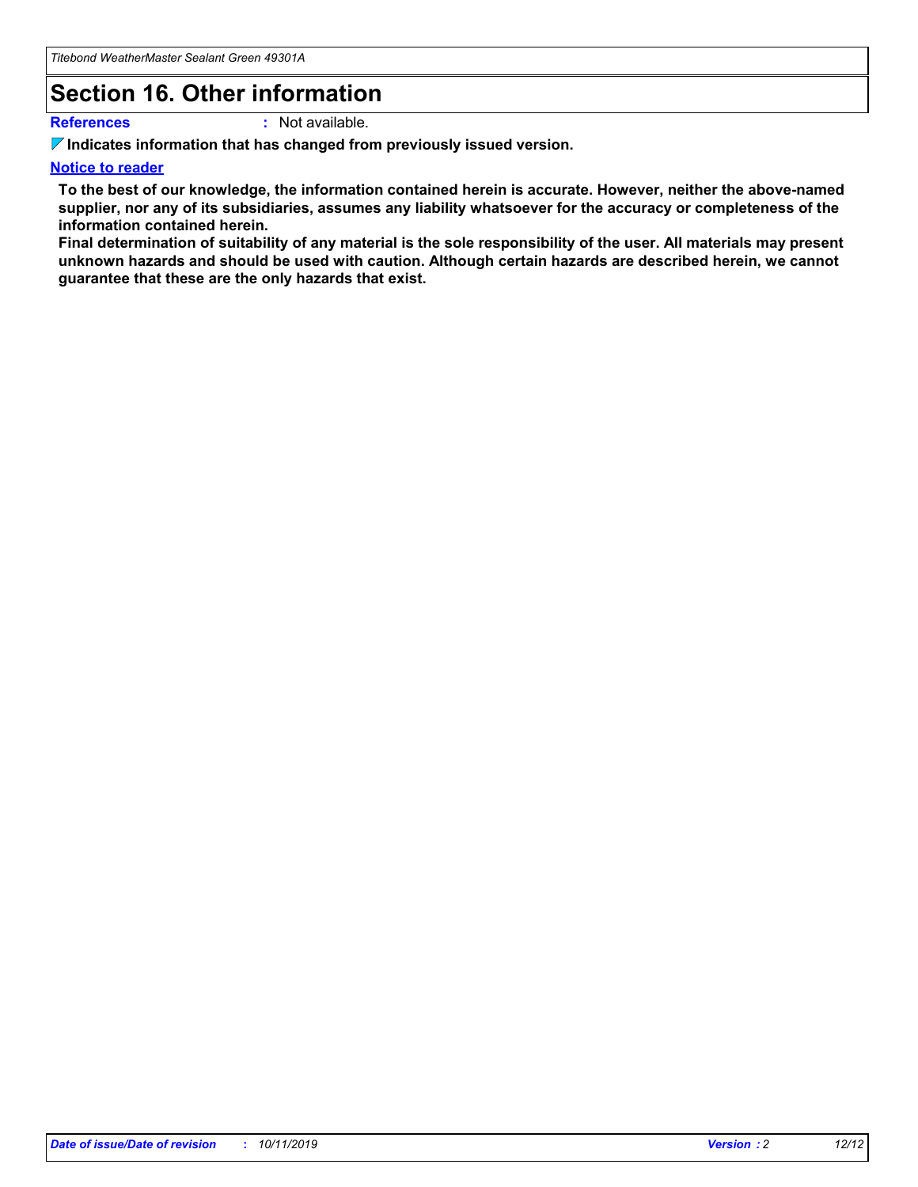# Section 16. Other information

**References** : Not available.

**Indicates information that has changed from previously issued version.**

**Notice to reader**

**To the best of our knowledge, the information contained herein is accurate. However, neither the above-named supplier, nor any of its subsidiaries, assumes any liability whatsoever for the accuracy or completeness of the information contained herein.**

**Final determination of suitability of any material is the sole responsibility of the user. All materials may present unknown hazards and should be used with caution. Although certain hazards are described herein, we cannot guarantee that these are the only hazards that exist.**